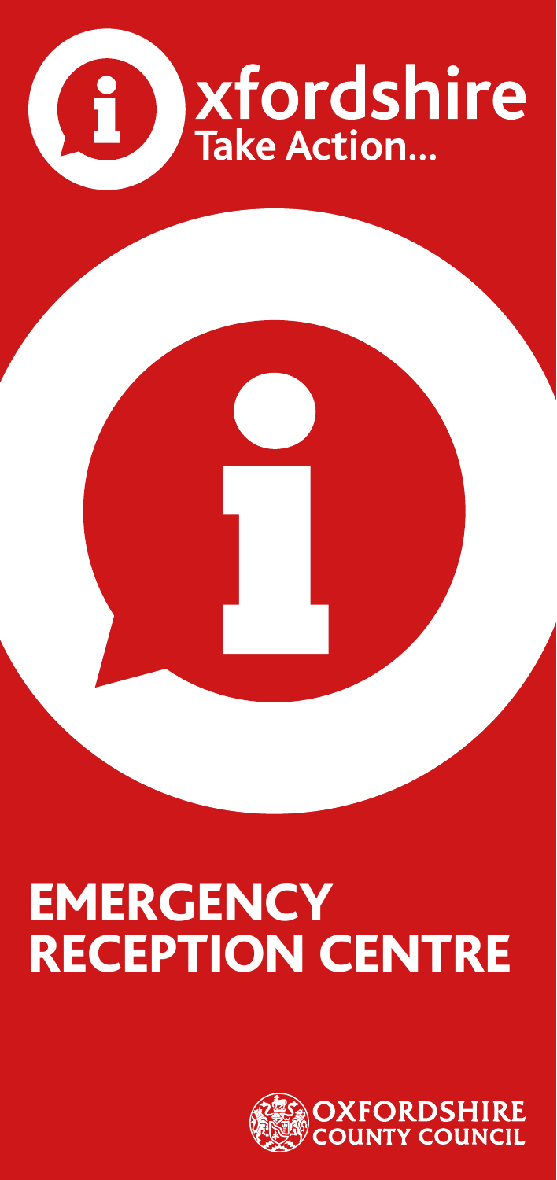Oxfordshire
Take Action...

# EMERGENCY RECEPTION CENTRE

OXFORDSHIRE COUNTY COUNCIL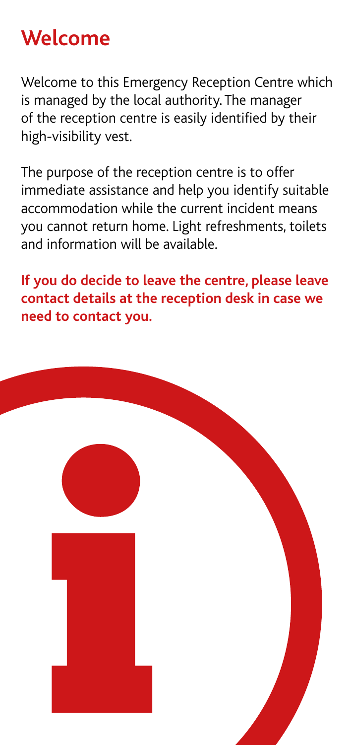# Welcome

Welcome to this Emergency Reception Centre which is managed by the local authority. The manager of the reception centre is easily identified by their high-visibility vest.

The purpose of the reception centre is to offer immediate assistance and help you identify suitable accommodation while the current incident means you cannot return home. Light refreshments, toilets and information will be available.

**If you do decide to leave the centre, please leave contact details at the reception desk in case we need to contact you.**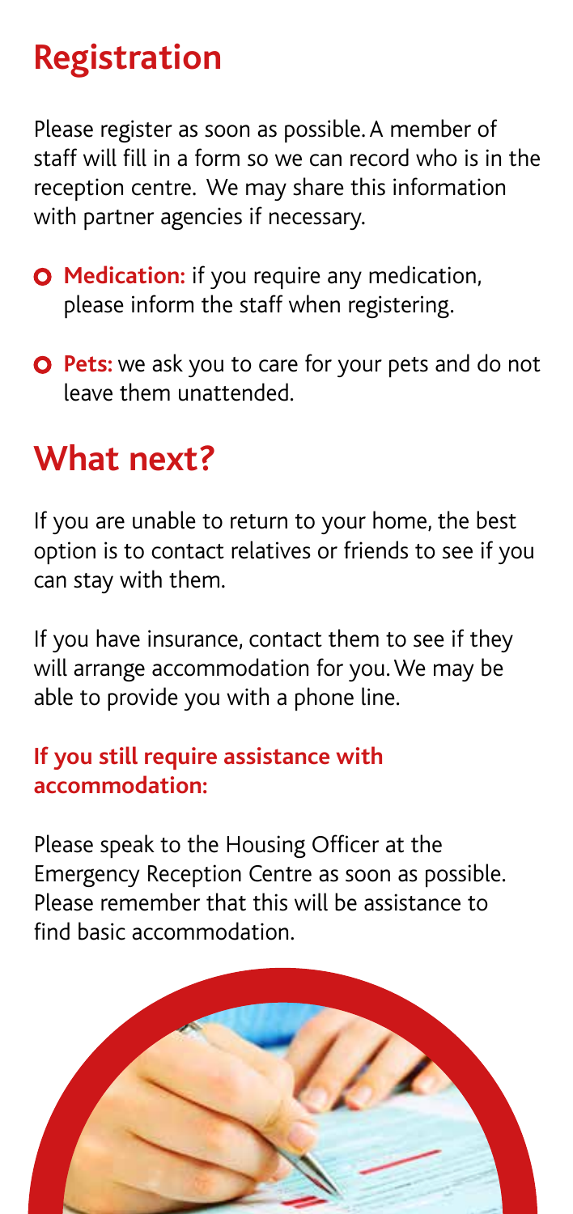## Registration

Please register as soon as possible. A member of staff will fill in a form so we can record who is in the reception centre. We may share this information with partner agencies if necessary.

- **Medication:** if you require any medication, please inform the staff when registering.
- **Pets:** we ask you to care for your pets and do not leave them unattended.

## What next?

If you are unable to return to your home, the best option is to contact relatives or friends to see if you can stay with them.

If you have insurance, contact them to see if they will arrange accommodation for you. We may be able to provide you with a phone line.

**If you still require assistance with accommodation:**

Please speak to the Housing Officer at the Emergency Reception Centre as soon as possible. Please remember that this will be assistance to find basic accommodation.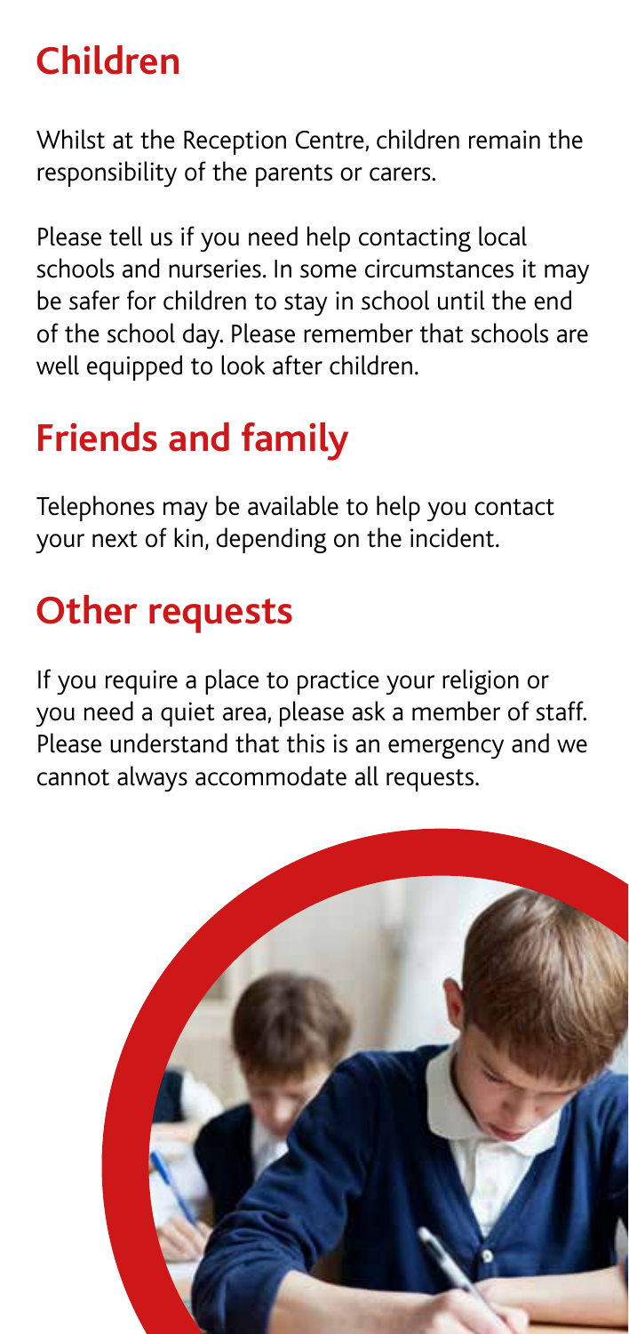## Children

Whilst at the Reception Centre, children remain the responsibility of the parents or carers.

Please tell us if you need help contacting local schools and nurseries. In some circumstances it may be safer for children to stay in school until the end of the school day. Please remember that schools are well equipped to look after children.

## Friends and family

Telephones may be available to help you contact your next of kin, depending on the incident.

## Other requests

If you require a place to practice your religion or you need a quiet area, please ask a member of staff. Please understand that this is an emergency and we cannot always accommodate all requests.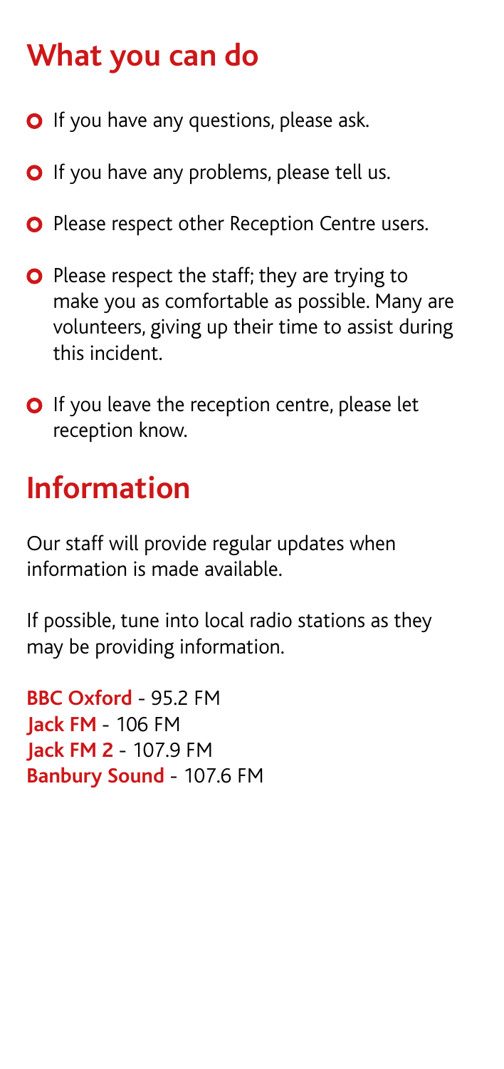## What you can do

- If you have any questions, please ask.
- If you have any problems, please tell us.
- Please respect other Reception Centre users.
- Please respect the staff; they are trying to make you as comfortable as possible. Many are volunteers, giving up their time to assist during this incident.
- If you leave the reception centre, please let reception know.

## Information

Our staff will provide regular updates when information is made available.

If possible, tune into local radio stations as they may be providing information.

**BBC Oxford** - 95.2 FM
**Jack FM** - 106 FM
**Jack FM 2** - 107.9 FM
**Banbury Sound** - 107.6 FM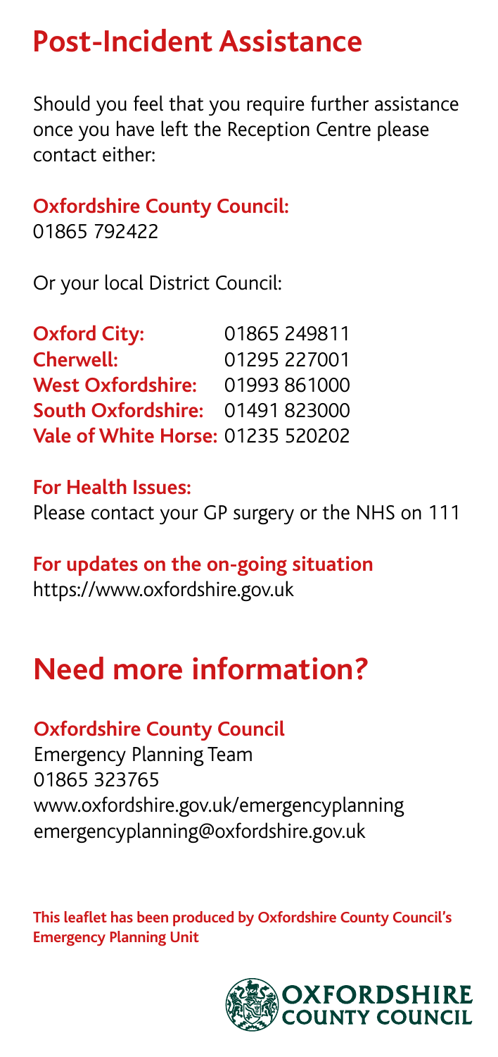# Post-Incident Assistance

Should you feel that you require further assistance once you have left the Reception Centre please contact either:

**Oxfordshire County Council:**
01865 792422

Or your local District Council:

| | |
|---|---|
| **Oxford City:** | 01865 249811 |
| **Cherwell:** | 01295 227001 |
| **West Oxfordshire:** | 01993 861000 |
| **South Oxfordshire:** | 01491 823000 |
| **Vale of White Horse:** | 01235 520202 |

**For Health Issues:**
Please contact your GP surgery or the NHS on 111

**For updates on the on-going situation**
https://www.oxfordshire.gov.uk

# Need more information?

**Oxfordshire County Council**
Emergency Planning Team
01865 323765
www.oxfordshire.gov.uk/emergencyplanning
emergencyplanning@oxfordshire.gov.uk

**This leaflet has been produced by Oxfordshire County Council's Emergency Planning Unit**

OXFORDSHIRE COUNTY COUNCIL